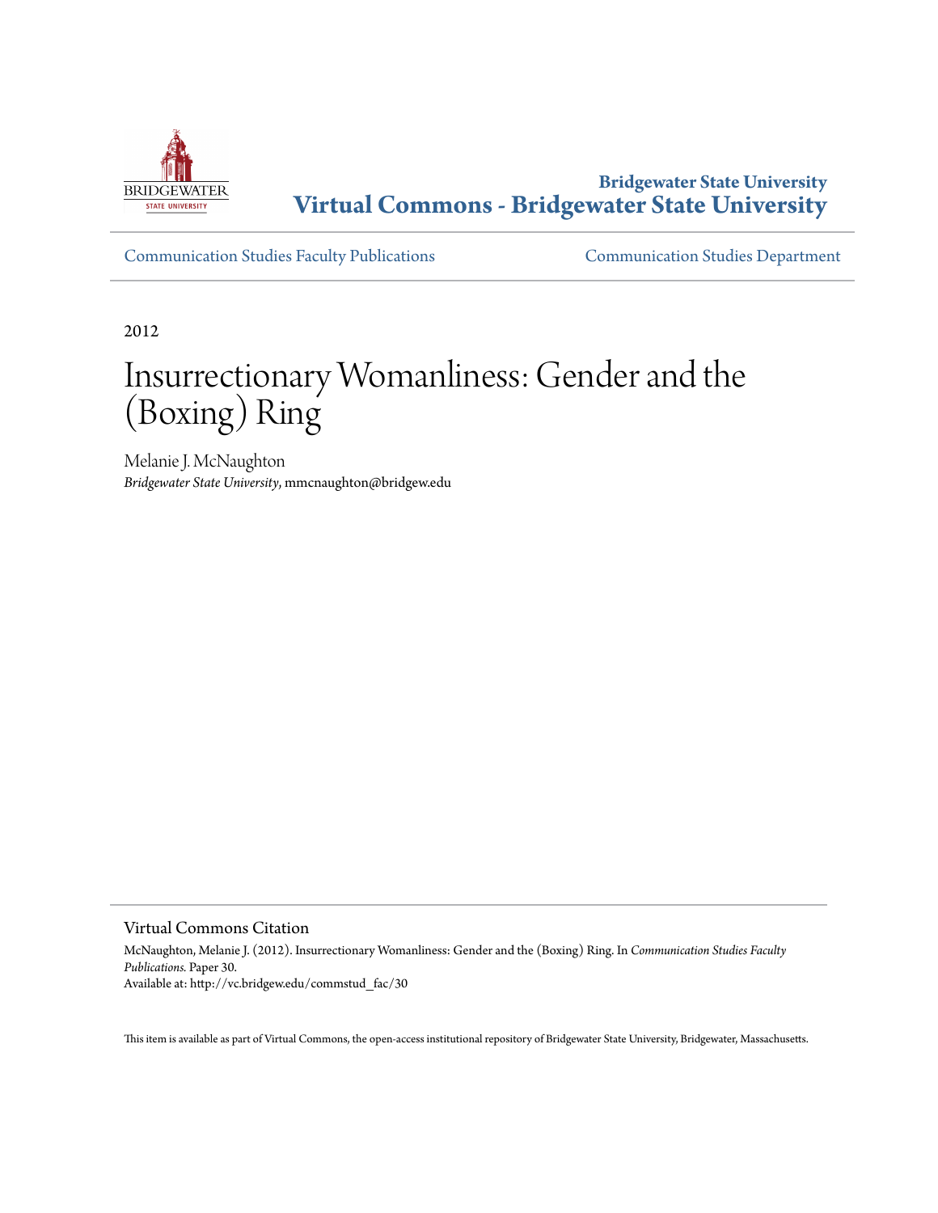**Bridgewater State University**
**Virtual Commons - Bridgewater State University**

Communication Studies Faculty Publications

Communication Studies Department

2012

# Insurrectionary Womanliness: Gender and the (Boxing) Ring

Melanie J. McNaughton
*Bridgewater State University*, mmcnaughton@bridgew.edu

## Virtual Commons Citation

McNaughton, Melanie J. (2012). Insurrectionary Womanliness: Gender and the (Boxing) Ring. In *Communication Studies Faculty Publications*. Paper 30.
Available at: http://vc.bridgew.edu/commstud_fac/30

This item is available as part of Virtual Commons, the open-access institutional repository of Bridgewater State University, Bridgewater, Massachusetts.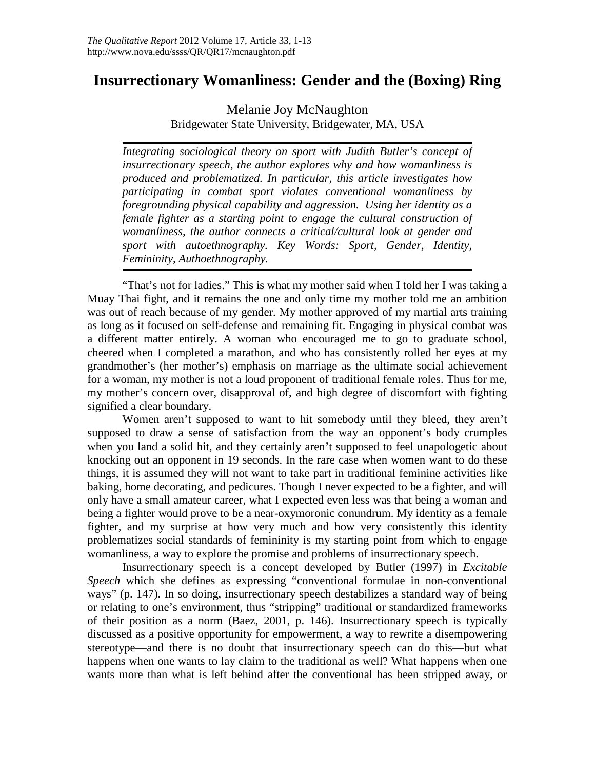# Insurrectionary Womanliness: Gender and the (Boxing) Ring

Melanie Joy McNaughton
Bridgewater State University, Bridgewater, MA, USA

*Integrating sociological theory on sport with Judith Butler's concept of insurrectionary speech, the author explores why and how womanliness is produced and problematized. In particular, this article investigates how participating in combat sport violates conventional womanliness by foregrounding physical capability and aggression. Using her identity as a female fighter as a starting point to engage the cultural construction of womanliness, the author connects a critical/cultural look at gender and sport with autoethnography. Key Words: Sport, Gender, Identity, Femininity, Authoethnography.*

"That's not for ladies." This is what my mother said when I told her I was taking a Muay Thai fight, and it remains the one and only time my mother told me an ambition was out of reach because of my gender. My mother approved of my martial arts training as long as it focused on self-defense and remaining fit. Engaging in physical combat was a different matter entirely. A woman who encouraged me to go to graduate school, cheered when I completed a marathon, and who has consistently rolled her eyes at my grandmother's (her mother's) emphasis on marriage as the ultimate social achievement for a woman, my mother is not a loud proponent of traditional female roles. Thus for me, my mother's concern over, disapproval of, and high degree of discomfort with fighting signified a clear boundary.

Women aren't supposed to want to hit somebody until they bleed, they aren't supposed to draw a sense of satisfaction from the way an opponent's body crumples when you land a solid hit, and they certainly aren't supposed to feel unapologetic about knocking out an opponent in 19 seconds. In the rare case when women want to do these things, it is assumed they will not want to take part in traditional feminine activities like baking, home decorating, and pedicures. Though I never expected to be a fighter, and will only have a small amateur career, what I expected even less was that being a woman and being a fighter would prove to be a near-oxymoronic conundrum. My identity as a female fighter, and my surprise at how very much and how very consistently this identity problematizes social standards of femininity is my starting point from which to engage womanliness, a way to explore the promise and problems of insurrectionary speech.

Insurrectionary speech is a concept developed by Butler (1997) in *Excitable Speech* which she defines as expressing "conventional formulae in non-conventional ways" (p. 147). In so doing, insurrectionary speech destabilizes a standard way of being or relating to one's environment, thus "stripping" traditional or standardized frameworks of their position as a norm (Baez, 2001, p. 146). Insurrectionary speech is typically discussed as a positive opportunity for empowerment, a way to rewrite a disempowering stereotype—and there is no doubt that insurrectionary speech can do this—but what happens when one wants to lay claim to the traditional as well? What happens when one wants more than what is left behind after the conventional has been stripped away, or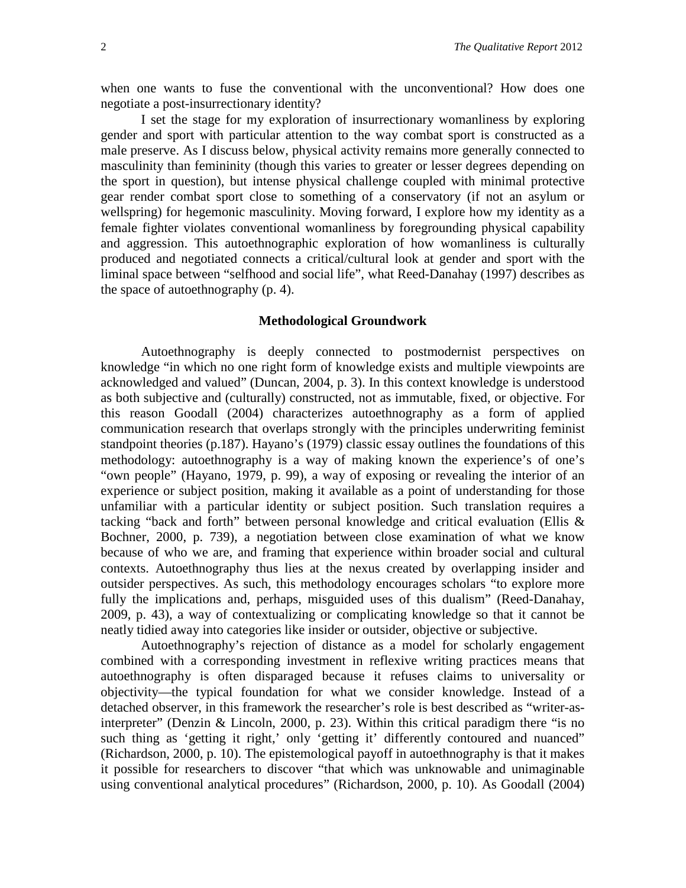when one wants to fuse the conventional with the unconventional? How does one negotiate a post-insurrectionary identity?

I set the stage for my exploration of insurrectionary womanliness by exploring gender and sport with particular attention to the way combat sport is constructed as a male preserve. As I discuss below, physical activity remains more generally connected to masculinity than femininity (though this varies to greater or lesser degrees depending on the sport in question), but intense physical challenge coupled with minimal protective gear render combat sport close to something of a conservatory (if not an asylum or wellspring) for hegemonic masculinity. Moving forward, I explore how my identity as a female fighter violates conventional womanliness by foregrounding physical capability and aggression. This autoethnographic exploration of how womanliness is culturally produced and negotiated connects a critical/cultural look at gender and sport with the liminal space between "selfhood and social life", what Reed-Danahay (1997) describes as the space of autoethnography (p. 4).

## Methodological Groundwork

Autoethnography is deeply connected to postmodernist perspectives on knowledge "in which no one right form of knowledge exists and multiple viewpoints are acknowledged and valued" (Duncan, 2004, p. 3). In this context knowledge is understood as both subjective and (culturally) constructed, not as immutable, fixed, or objective. For this reason Goodall (2004) characterizes autoethnography as a form of applied communication research that overlaps strongly with the principles underwriting feminist standpoint theories (p.187). Hayano's (1979) classic essay outlines the foundations of this methodology: autoethnography is a way of making known the experience's of one's "own people" (Hayano, 1979, p. 99), a way of exposing or revealing the interior of an experience or subject position, making it available as a point of understanding for those unfamiliar with a particular identity or subject position. Such translation requires a tacking "back and forth" between personal knowledge and critical evaluation (Ellis & Bochner, 2000, p. 739), a negotiation between close examination of what we know because of who we are, and framing that experience within broader social and cultural contexts. Autoethnography thus lies at the nexus created by overlapping insider and outsider perspectives. As such, this methodology encourages scholars "to explore more fully the implications and, perhaps, misguided uses of this dualism" (Reed-Danahay, 2009, p. 43), a way of contextualizing or complicating knowledge so that it cannot be neatly tidied away into categories like insider or outsider, objective or subjective.

Autoethnography's rejection of distance as a model for scholarly engagement combined with a corresponding investment in reflexive writing practices means that autoethnography is often disparaged because it refuses claims to universality or objectivity—the typical foundation for what we consider knowledge. Instead of a detached observer, in this framework the researcher's role is best described as "writer-as-interpreter" (Denzin & Lincoln, 2000, p. 23). Within this critical paradigm there "is no such thing as 'getting it right,' only 'getting it' differently contoured and nuanced" (Richardson, 2000, p. 10). The epistemological payoff in autoethnography is that it makes it possible for researchers to discover "that which was unknowable and unimaginable using conventional analytical procedures" (Richardson, 2000, p. 10). As Goodall (2004)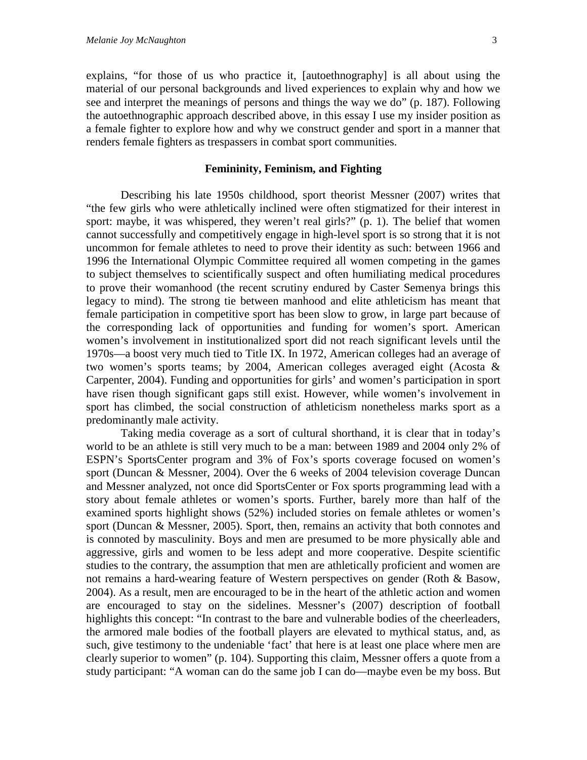explains, "for those of us who practice it, [autoethnography] is all about using the material of our personal backgrounds and lived experiences to explain why and how we see and interpret the meanings of persons and things the way we do" (p. 187). Following the autoethnographic approach described above, in this essay I use my insider position as a female fighter to explore how and why we construct gender and sport in a manner that renders female fighters as trespassers in combat sport communities.

## Femininity, Feminism, and Fighting

Describing his late 1950s childhood, sport theorist Messner (2007) writes that "the few girls who were athletically inclined were often stigmatized for their interest in sport: maybe, it was whispered, they weren't real girls?" (p. 1). The belief that women cannot successfully and competitively engage in high-level sport is so strong that it is not uncommon for female athletes to need to prove their identity as such: between 1966 and 1996 the International Olympic Committee required all women competing in the games to subject themselves to scientifically suspect and often humiliating medical procedures to prove their womanhood (the recent scrutiny endured by Caster Semenya brings this legacy to mind). The strong tie between manhood and elite athleticism has meant that female participation in competitive sport has been slow to grow, in large part because of the corresponding lack of opportunities and funding for women's sport. American women's involvement in institutionalized sport did not reach significant levels until the 1970s—a boost very much tied to Title IX. In 1972, American colleges had an average of two women's sports teams; by 2004, American colleges averaged eight (Acosta & Carpenter, 2004). Funding and opportunities for girls' and women's participation in sport have risen though significant gaps still exist. However, while women's involvement in sport has climbed, the social construction of athleticism nonetheless marks sport as a predominantly male activity.

Taking media coverage as a sort of cultural shorthand, it is clear that in today's world to be an athlete is still very much to be a man: between 1989 and 2004 only 2% of ESPN's SportsCenter program and 3% of Fox's sports coverage focused on women's sport (Duncan & Messner, 2004). Over the 6 weeks of 2004 television coverage Duncan and Messner analyzed, not once did SportsCenter or Fox sports programming lead with a story about female athletes or women's sports. Further, barely more than half of the examined sports highlight shows (52%) included stories on female athletes or women's sport (Duncan & Messner, 2005). Sport, then, remains an activity that both connotes and is connoted by masculinity. Boys and men are presumed to be more physically able and aggressive, girls and women to be less adept and more cooperative. Despite scientific studies to the contrary, the assumption that men are athletically proficient and women are not remains a hard-wearing feature of Western perspectives on gender (Roth & Basow, 2004). As a result, men are encouraged to be in the heart of the athletic action and women are encouraged to stay on the sidelines. Messner's (2007) description of football highlights this concept: "In contrast to the bare and vulnerable bodies of the cheerleaders, the armored male bodies of the football players are elevated to mythical status, and, as such, give testimony to the undeniable 'fact' that here is at least one place where men are clearly superior to women" (p. 104). Supporting this claim, Messner offers a quote from a study participant: "A woman can do the same job I can do—maybe even be my boss. But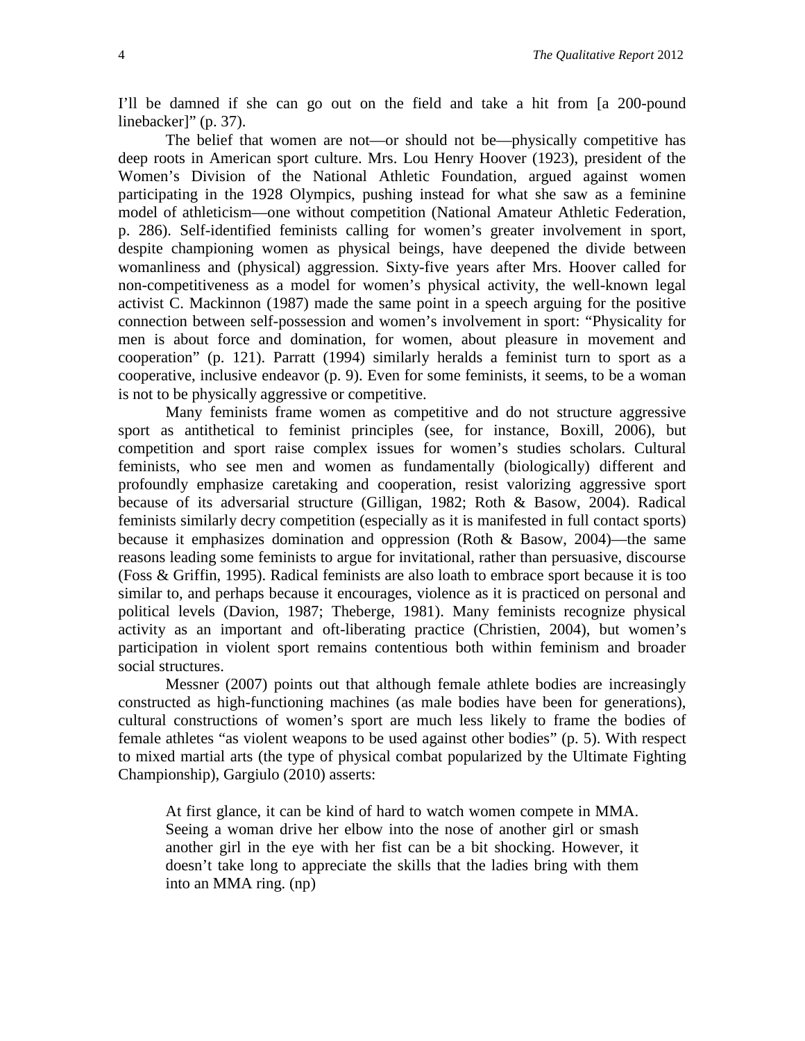I'll be damned if she can go out on the field and take a hit from [a 200-pound linebacker]" (p. 37).

The belief that women are not—or should not be—physically competitive has deep roots in American sport culture. Mrs. Lou Henry Hoover (1923), president of the Women's Division of the National Athletic Foundation, argued against women participating in the 1928 Olympics, pushing instead for what she saw as a feminine model of athleticism—one without competition (National Amateur Athletic Federation, p. 286). Self-identified feminists calling for women's greater involvement in sport, despite championing women as physical beings, have deepened the divide between womanliness and (physical) aggression. Sixty-five years after Mrs. Hoover called for non-competitiveness as a model for women's physical activity, the well-known legal activist C. Mackinnon (1987) made the same point in a speech arguing for the positive connection between self-possession and women's involvement in sport: "Physicality for men is about force and domination, for women, about pleasure in movement and cooperation" (p. 121). Parratt (1994) similarly heralds a feminist turn to sport as a cooperative, inclusive endeavor (p. 9). Even for some feminists, it seems, to be a woman is not to be physically aggressive or competitive.

Many feminists frame women as competitive and do not structure aggressive sport as antithetical to feminist principles (see, for instance, Boxill, 2006), but competition and sport raise complex issues for women's studies scholars. Cultural feminists, who see men and women as fundamentally (biologically) different and profoundly emphasize caretaking and cooperation, resist valorizing aggressive sport because of its adversarial structure (Gilligan, 1982; Roth & Basow, 2004). Radical feminists similarly decry competition (especially as it is manifested in full contact sports) because it emphasizes domination and oppression (Roth & Basow, 2004)—the same reasons leading some feminists to argue for invitational, rather than persuasive, discourse (Foss & Griffin, 1995). Radical feminists are also loath to embrace sport because it is too similar to, and perhaps because it encourages, violence as it is practiced on personal and political levels (Davion, 1987; Theberge, 1981). Many feminists recognize physical activity as an important and oft-liberating practice (Christien, 2004), but women's participation in violent sport remains contentious both within feminism and broader social structures.

Messner (2007) points out that although female athlete bodies are increasingly constructed as high-functioning machines (as male bodies have been for generations), cultural constructions of women's sport are much less likely to frame the bodies of female athletes "as violent weapons to be used against other bodies" (p. 5). With respect to mixed martial arts (the type of physical combat popularized by the Ultimate Fighting Championship), Gargiulo (2010) asserts:

> At first glance, it can be kind of hard to watch women compete in MMA. Seeing a woman drive her elbow into the nose of another girl or smash another girl in the eye with her fist can be a bit shocking. However, it doesn't take long to appreciate the skills that the ladies bring with them into an MMA ring. (np)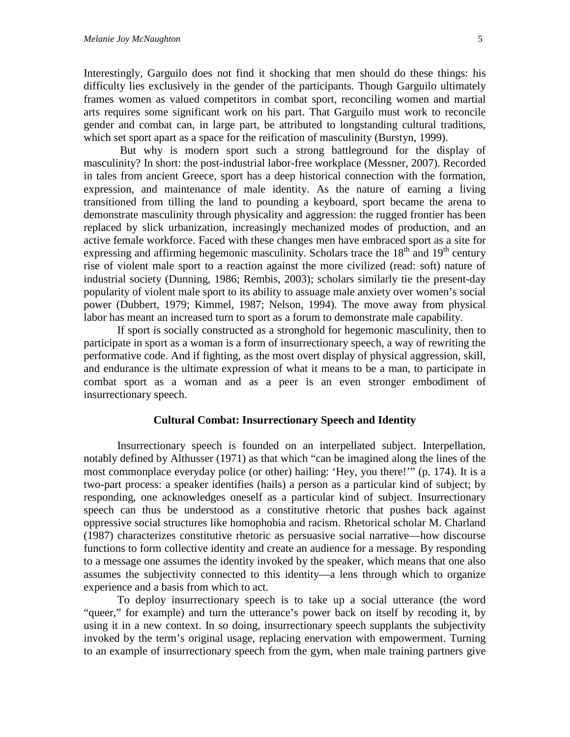Interestingly, Garguilo does not find it shocking that men should do these things: his difficulty lies exclusively in the gender of the participants. Though Garguilo ultimately frames women as valued competitors in combat sport, reconciling women and martial arts requires some significant work on his part. That Garguilo must work to reconcile gender and combat can, in large part, be attributed to longstanding cultural traditions, which set sport apart as a space for the reification of masculinity (Burstyn, 1999).

But why is modern sport such a strong battleground for the display of masculinity? In short: the post-industrial labor-free workplace (Messner, 2007). Recorded in tales from ancient Greece, sport has a deep historical connection with the formation, expression, and maintenance of male identity. As the nature of earning a living transitioned from tilling the land to pounding a keyboard, sport became the arena to demonstrate masculinity through physicality and aggression: the rugged frontier has been replaced by slick urbanization, increasingly mechanized modes of production, and an active female workforce. Faced with these changes men have embraced sport as a site for expressing and affirming hegemonic masculinity. Scholars trace the 18th and 19th century rise of violent male sport to a reaction against the more civilized (read: soft) nature of industrial society (Dunning, 1986; Rembis, 2003); scholars similarly tie the present-day popularity of violent male sport to its ability to assuage male anxiety over women's social power (Dubbert, 1979; Kimmel, 1987; Nelson, 1994). The move away from physical labor has meant an increased turn to sport as a forum to demonstrate male capability.

If sport is socially constructed as a stronghold for hegemonic masculinity, then to participate in sport as a woman is a form of insurrectionary speech, a way of rewriting the performative code. And if fighting, as the most overt display of physical aggression, skill, and endurance is the ultimate expression of what it means to be a man, to participate in combat sport as a woman and as a peer is an even stronger embodiment of insurrectionary speech.

## Cultural Combat: Insurrectionary Speech and Identity

Insurrectionary speech is founded on an interpellated subject. Interpellation, notably defined by Althusser (1971) as that which "can be imagined along the lines of the most commonplace everyday police (or other) hailing: 'Hey, you there!'" (p. 174). It is a two-part process: a speaker identifies (hails) a person as a particular kind of subject; by responding, one acknowledges oneself as a particular kind of subject. Insurrectionary speech can thus be understood as a constitutive rhetoric that pushes back against oppressive social structures like homophobia and racism. Rhetorical scholar M. Charland (1987) characterizes constitutive rhetoric as persuasive social narrative—how discourse functions to form collective identity and create an audience for a message. By responding to a message one assumes the identity invoked by the speaker, which means that one also assumes the subjectivity connected to this identity—a lens through which to organize experience and a basis from which to act.

To deploy insurrectionary speech is to take up a social utterance (the word "queer," for example) and turn the utterance's power back on itself by recoding it, by using it in a new context. In so doing, insurrectionary speech supplants the subjectivity invoked by the term's original usage, replacing enervation with empowerment. Turning to an example of insurrectionary speech from the gym, when male training partners give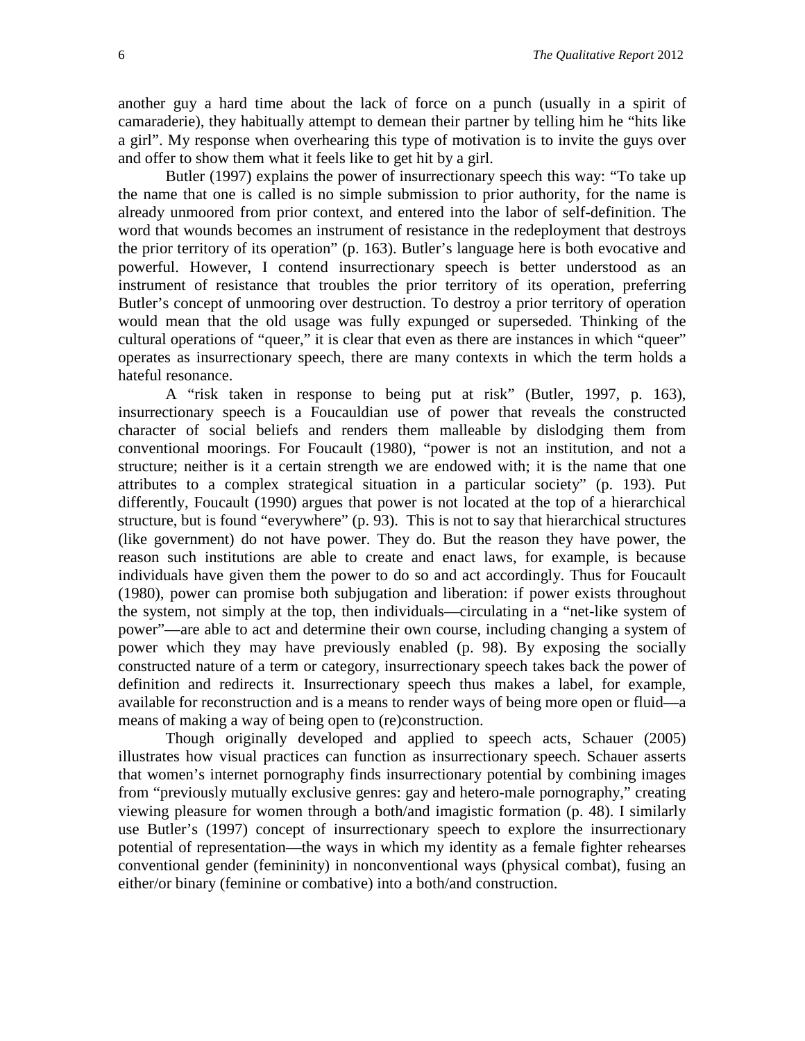another guy a hard time about the lack of force on a punch (usually in a spirit of camaraderie), they habitually attempt to demean their partner by telling him he "hits like a girl". My response when overhearing this type of motivation is to invite the guys over and offer to show them what it feels like to get hit by a girl.

Butler (1997) explains the power of insurrectionary speech this way: "To take up the name that one is called is no simple submission to prior authority, for the name is already unmoored from prior context, and entered into the labor of self-definition. The word that wounds becomes an instrument of resistance in the redeployment that destroys the prior territory of its operation" (p. 163). Butler's language here is both evocative and powerful. However, I contend insurrectionary speech is better understood as an instrument of resistance that troubles the prior territory of its operation, preferring Butler's concept of unmooring over destruction. To destroy a prior territory of operation would mean that the old usage was fully expunged or superseded. Thinking of the cultural operations of "queer," it is clear that even as there are instances in which "queer" operates as insurrectionary speech, there are many contexts in which the term holds a hateful resonance.

A "risk taken in response to being put at risk" (Butler, 1997, p. 163), insurrectionary speech is a Foucauldian use of power that reveals the constructed character of social beliefs and renders them malleable by dislodging them from conventional moorings. For Foucault (1980), "power is not an institution, and not a structure; neither is it a certain strength we are endowed with; it is the name that one attributes to a complex strategical situation in a particular society" (p. 193). Put differently, Foucault (1990) argues that power is not located at the top of a hierarchical structure, but is found "everywhere" (p. 93). This is not to say that hierarchical structures (like government) do not have power. They do. But the reason they have power, the reason such institutions are able to create and enact laws, for example, is because individuals have given them the power to do so and act accordingly. Thus for Foucault (1980), power can promise both subjugation and liberation: if power exists throughout the system, not simply at the top, then individuals—circulating in a "net-like system of power"—are able to act and determine their own course, including changing a system of power which they may have previously enabled (p. 98). By exposing the socially constructed nature of a term or category, insurrectionary speech takes back the power of definition and redirects it. Insurrectionary speech thus makes a label, for example, available for reconstruction and is a means to render ways of being more open or fluid—a means of making a way of being open to (re)construction.

Though originally developed and applied to speech acts, Schauer (2005) illustrates how visual practices can function as insurrectionary speech. Schauer asserts that women's internet pornography finds insurrectionary potential by combining images from "previously mutually exclusive genres: gay and hetero-male pornography," creating viewing pleasure for women through a both/and imagistic formation (p. 48). I similarly use Butler's (1997) concept of insurrectionary speech to explore the insurrectionary potential of representation—the ways in which my identity as a female fighter rehearses conventional gender (femininity) in nonconventional ways (physical combat), fusing an either/or binary (feminine or combative) into a both/and construction.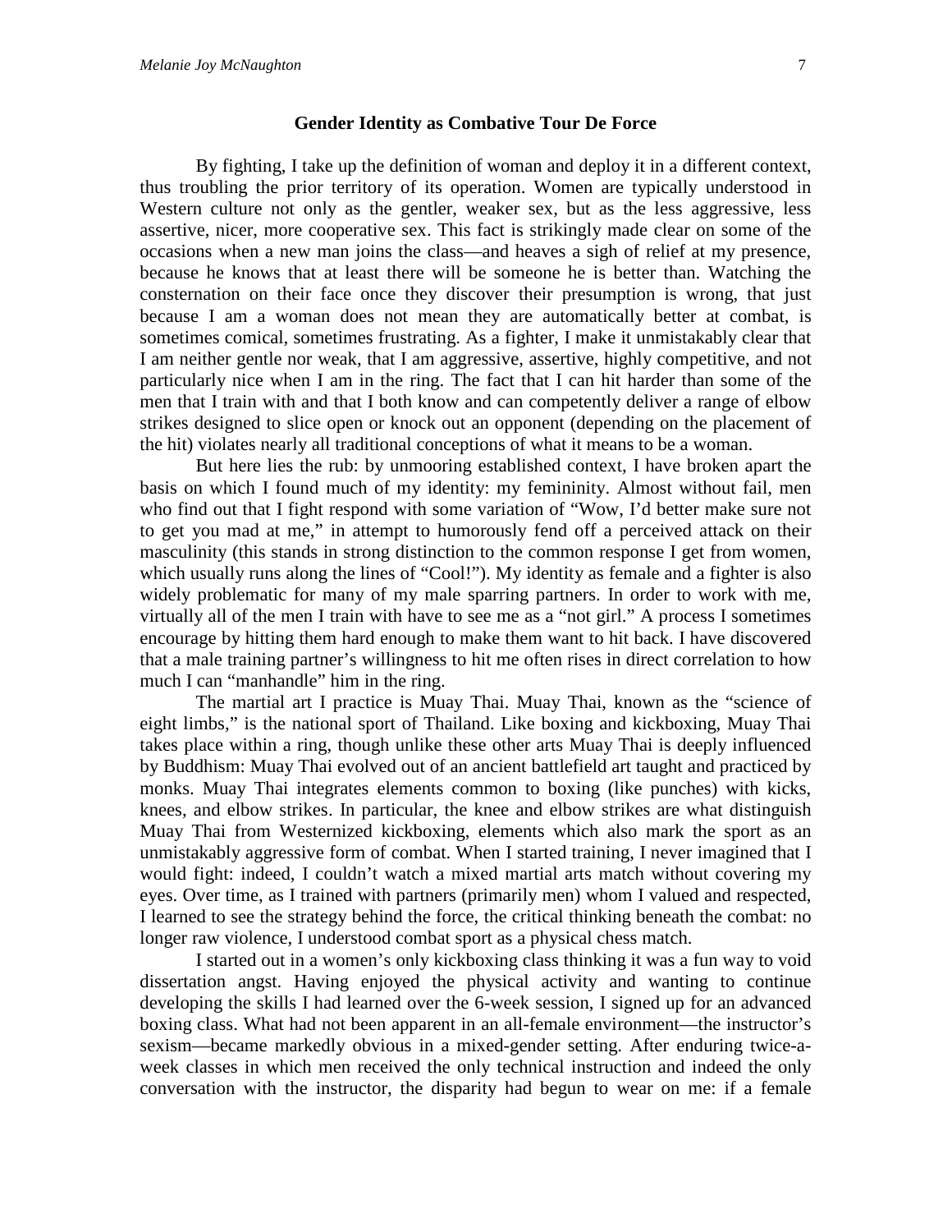## Gender Identity as Combative Tour De Force

By fighting, I take up the definition of woman and deploy it in a different context, thus troubling the prior territory of its operation. Women are typically understood in Western culture not only as the gentler, weaker sex, but as the less aggressive, less assertive, nicer, more cooperative sex. This fact is strikingly made clear on some of the occasions when a new man joins the class—and heaves a sigh of relief at my presence, because he knows that at least there will be someone he is better than. Watching the consternation on their face once they discover their presumption is wrong, that just because I am a woman does not mean they are automatically better at combat, is sometimes comical, sometimes frustrating. As a fighter, I make it unmistakably clear that I am neither gentle nor weak, that I am aggressive, assertive, highly competitive, and not particularly nice when I am in the ring. The fact that I can hit harder than some of the men that I train with and that I both know and can competently deliver a range of elbow strikes designed to slice open or knock out an opponent (depending on the placement of the hit) violates nearly all traditional conceptions of what it means to be a woman.

But here lies the rub: by unmooring established context, I have broken apart the basis on which I found much of my identity: my femininity. Almost without fail, men who find out that I fight respond with some variation of "Wow, I'd better make sure not to get you mad at me," in attempt to humorously fend off a perceived attack on their masculinity (this stands in strong distinction to the common response I get from women, which usually runs along the lines of "Cool!"). My identity as female and a fighter is also widely problematic for many of my male sparring partners. In order to work with me, virtually all of the men I train with have to see me as a "not girl." A process I sometimes encourage by hitting them hard enough to make them want to hit back. I have discovered that a male training partner's willingness to hit me often rises in direct correlation to how much I can "manhandle" him in the ring.

The martial art I practice is Muay Thai. Muay Thai, known as the "science of eight limbs," is the national sport of Thailand. Like boxing and kickboxing, Muay Thai takes place within a ring, though unlike these other arts Muay Thai is deeply influenced by Buddhism: Muay Thai evolved out of an ancient battlefield art taught and practiced by monks. Muay Thai integrates elements common to boxing (like punches) with kicks, knees, and elbow strikes. In particular, the knee and elbow strikes are what distinguish Muay Thai from Westernized kickboxing, elements which also mark the sport as an unmistakably aggressive form of combat. When I started training, I never imagined that I would fight: indeed, I couldn't watch a mixed martial arts match without covering my eyes. Over time, as I trained with partners (primarily men) whom I valued and respected, I learned to see the strategy behind the force, the critical thinking beneath the combat: no longer raw violence, I understood combat sport as a physical chess match.

I started out in a women's only kickboxing class thinking it was a fun way to void dissertation angst. Having enjoyed the physical activity and wanting to continue developing the skills I had learned over the 6-week session, I signed up for an advanced boxing class. What had not been apparent in an all-female environment—the instructor's sexism—became markedly obvious in a mixed-gender setting. After enduring twice-a-week classes in which men received the only technical instruction and indeed the only conversation with the instructor, the disparity had begun to wear on me: if a female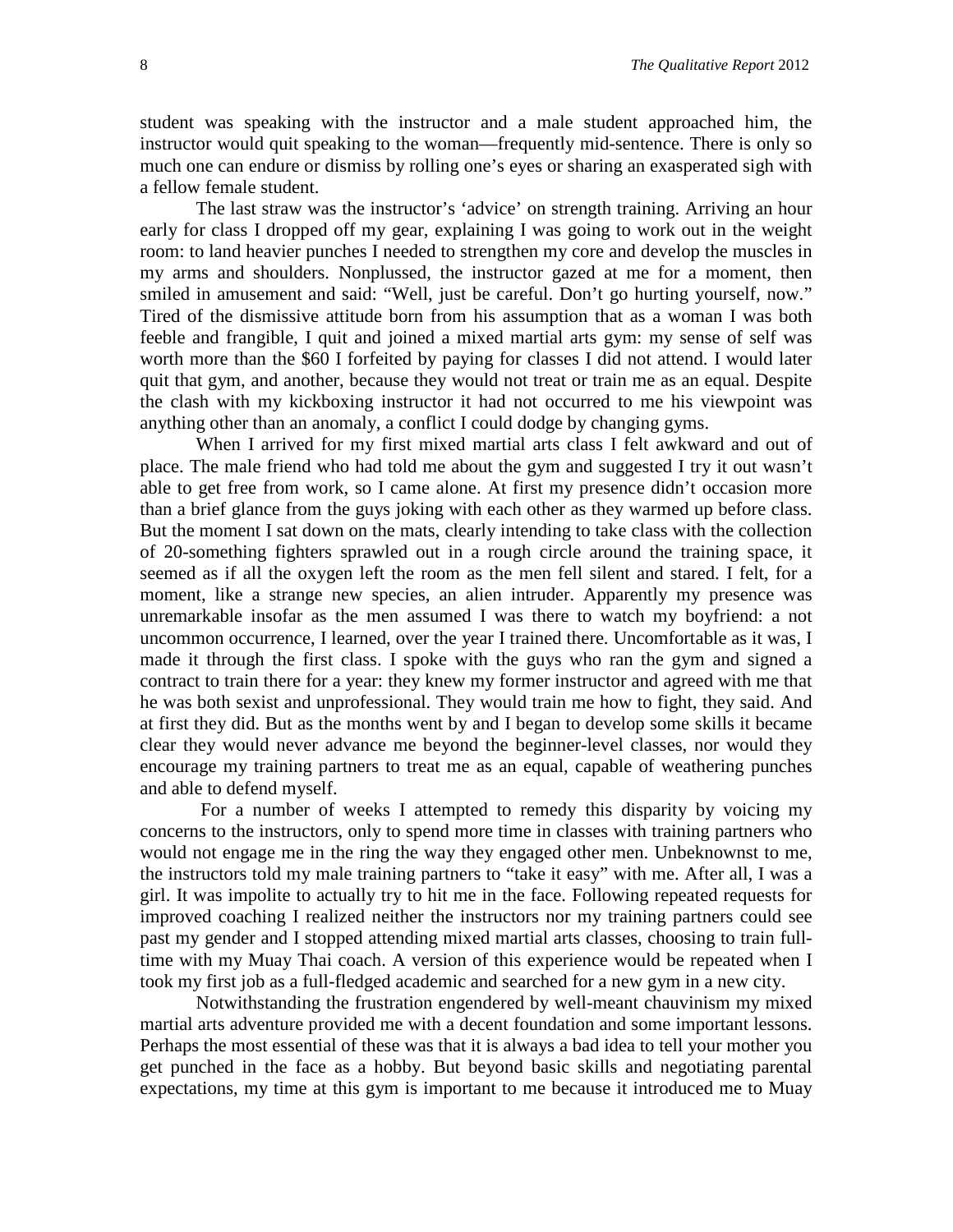student was speaking with the instructor and a male student approached him, the instructor would quit speaking to the woman—frequently mid-sentence. There is only so much one can endure or dismiss by rolling one's eyes or sharing an exasperated sigh with a fellow female student.

The last straw was the instructor's 'advice' on strength training. Arriving an hour early for class I dropped off my gear, explaining I was going to work out in the weight room: to land heavier punches I needed to strengthen my core and develop the muscles in my arms and shoulders. Nonplussed, the instructor gazed at me for a moment, then smiled in amusement and said: "Well, just be careful. Don't go hurting yourself, now." Tired of the dismissive attitude born from his assumption that as a woman I was both feeble and frangible, I quit and joined a mixed martial arts gym: my sense of self was worth more than the $60 I forfeited by paying for classes I did not attend. I would later quit that gym, and another, because they would not treat or train me as an equal. Despite the clash with my kickboxing instructor it had not occurred to me his viewpoint was anything other than an anomaly, a conflict I could dodge by changing gyms.

When I arrived for my first mixed martial arts class I felt awkward and out of place. The male friend who had told me about the gym and suggested I try it out wasn't able to get free from work, so I came alone. At first my presence didn't occasion more than a brief glance from the guys joking with each other as they warmed up before class. But the moment I sat down on the mats, clearly intending to take class with the collection of 20-something fighters sprawled out in a rough circle around the training space, it seemed as if all the oxygen left the room as the men fell silent and stared. I felt, for a moment, like a strange new species, an alien intruder. Apparently my presence was unremarkable insofar as the men assumed I was there to watch my boyfriend: a not uncommon occurrence, I learned, over the year I trained there. Uncomfortable as it was, I made it through the first class. I spoke with the guys who ran the gym and signed a contract to train there for a year: they knew my former instructor and agreed with me that he was both sexist and unprofessional. They would train me how to fight, they said. And at first they did. But as the months went by and I began to develop some skills it became clear they would never advance me beyond the beginner-level classes, nor would they encourage my training partners to treat me as an equal, capable of weathering punches and able to defend myself.

For a number of weeks I attempted to remedy this disparity by voicing my concerns to the instructors, only to spend more time in classes with training partners who would not engage me in the ring the way they engaged other men. Unbeknownst to me, the instructors told my male training partners to "take it easy" with me. After all, I was a girl. It was impolite to actually try to hit me in the face. Following repeated requests for improved coaching I realized neither the instructors nor my training partners could see past my gender and I stopped attending mixed martial arts classes, choosing to train full-time with my Muay Thai coach. A version of this experience would be repeated when I took my first job as a full-fledged academic and searched for a new gym in a new city.

Notwithstanding the frustration engendered by well-meant chauvinism my mixed martial arts adventure provided me with a decent foundation and some important lessons. Perhaps the most essential of these was that it is always a bad idea to tell your mother you get punched in the face as a hobby. But beyond basic skills and negotiating parental expectations, my time at this gym is important to me because it introduced me to Muay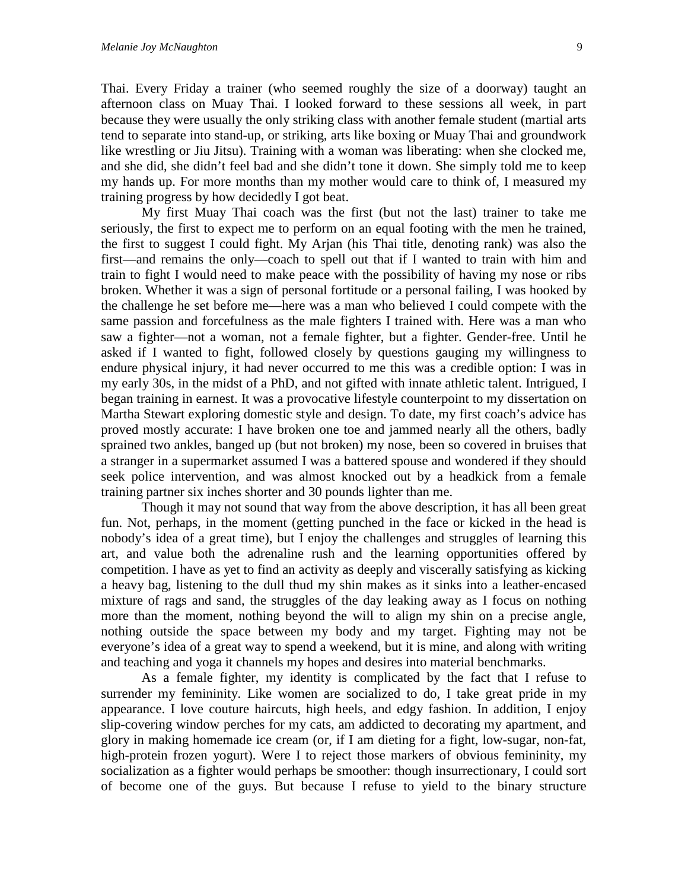Thai. Every Friday a trainer (who seemed roughly the size of a doorway) taught an afternoon class on Muay Thai. I looked forward to these sessions all week, in part because they were usually the only striking class with another female student (martial arts tend to separate into stand-up, or striking, arts like boxing or Muay Thai and groundwork like wrestling or Jiu Jitsu). Training with a woman was liberating: when she clocked me, and she did, she didn't feel bad and she didn't tone it down. She simply told me to keep my hands up. For more months than my mother would care to think of, I measured my training progress by how decidedly I got beat.

My first Muay Thai coach was the first (but not the last) trainer to take me seriously, the first to expect me to perform on an equal footing with the men he trained, the first to suggest I could fight. My Arjan (his Thai title, denoting rank) was also the first—and remains the only—coach to spell out that if I wanted to train with him and train to fight I would need to make peace with the possibility of having my nose or ribs broken. Whether it was a sign of personal fortitude or a personal failing, I was hooked by the challenge he set before me—here was a man who believed I could compete with the same passion and forcefulness as the male fighters I trained with. Here was a man who saw a fighter—not a woman, not a female fighter, but a fighter. Gender-free. Until he asked if I wanted to fight, followed closely by questions gauging my willingness to endure physical injury, it had never occurred to me this was a credible option: I was in my early 30s, in the midst of a PhD, and not gifted with innate athletic talent. Intrigued, I began training in earnest. It was a provocative lifestyle counterpoint to my dissertation on Martha Stewart exploring domestic style and design. To date, my first coach's advice has proved mostly accurate: I have broken one toe and jammed nearly all the others, badly sprained two ankles, banged up (but not broken) my nose, been so covered in bruises that a stranger in a supermarket assumed I was a battered spouse and wondered if they should seek police intervention, and was almost knocked out by a headkick from a female training partner six inches shorter and 30 pounds lighter than me.

Though it may not sound that way from the above description, it has all been great fun. Not, perhaps, in the moment (getting punched in the face or kicked in the head is nobody's idea of a great time), but I enjoy the challenges and struggles of learning this art, and value both the adrenaline rush and the learning opportunities offered by competition. I have as yet to find an activity as deeply and viscerally satisfying as kicking a heavy bag, listening to the dull thud my shin makes as it sinks into a leather-encased mixture of rags and sand, the struggles of the day leaking away as I focus on nothing more than the moment, nothing beyond the will to align my shin on a precise angle, nothing outside the space between my body and my target. Fighting may not be everyone's idea of a great way to spend a weekend, but it is mine, and along with writing and teaching and yoga it channels my hopes and desires into material benchmarks.

As a female fighter, my identity is complicated by the fact that I refuse to surrender my femininity. Like women are socialized to do, I take great pride in my appearance. I love couture haircuts, high heels, and edgy fashion. In addition, I enjoy slip-covering window perches for my cats, am addicted to decorating my apartment, and glory in making homemade ice cream (or, if I am dieting for a fight, low-sugar, non-fat, high-protein frozen yogurt). Were I to reject those markers of obvious femininity, my socialization as a fighter would perhaps be smoother: though insurrectionary, I could sort of become one of the guys. But because I refuse to yield to the binary structure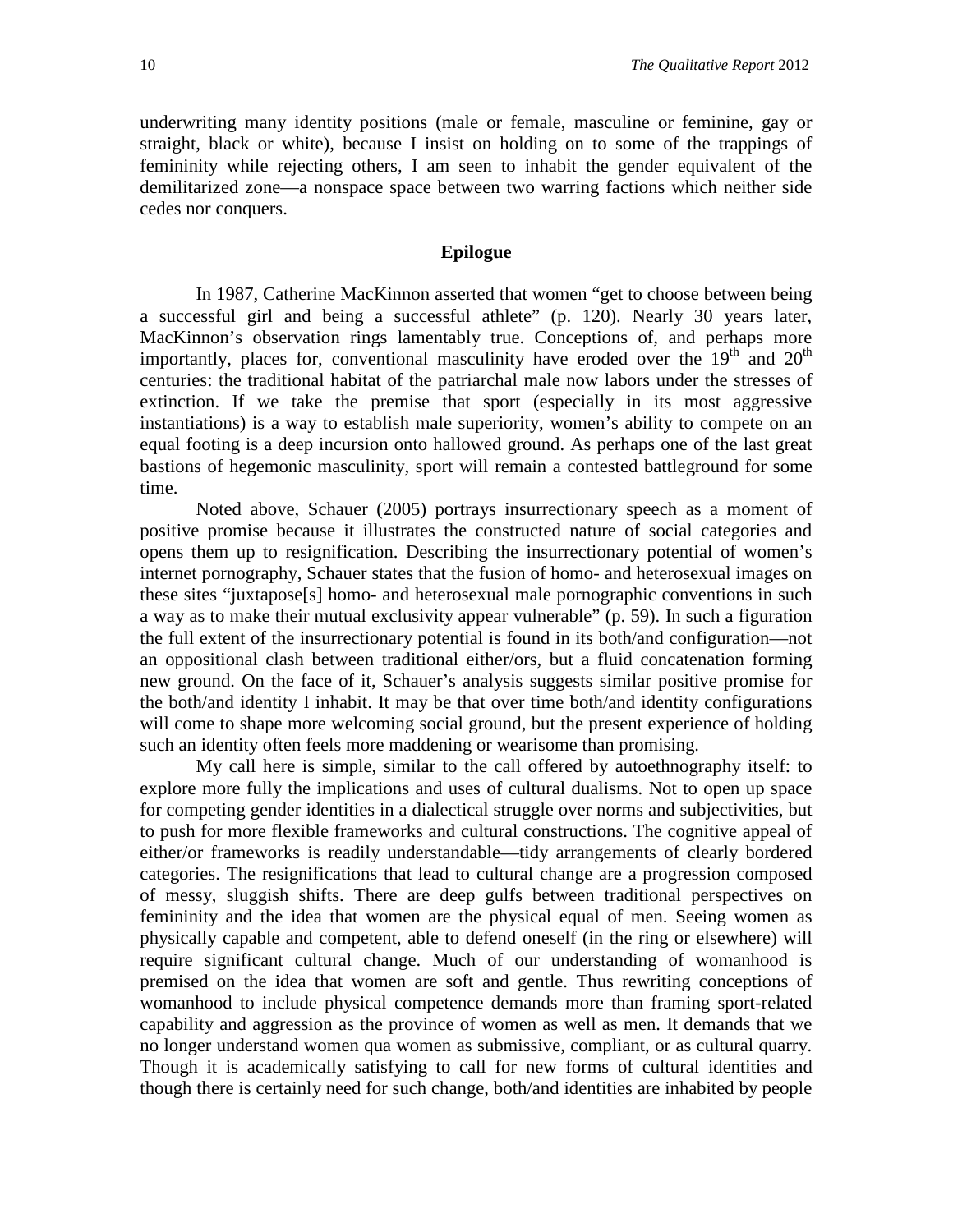underwriting many identity positions (male or female, masculine or feminine, gay or straight, black or white), because I insist on holding on to some of the trappings of femininity while rejecting others, I am seen to inhabit the gender equivalent of the demilitarized zone—a nonspace space between two warring factions which neither side cedes nor conquers.

## Epilogue

In 1987, Catherine MacKinnon asserted that women "get to choose between being a successful girl and being a successful athlete" (p. 120). Nearly 30 years later, MacKinnon's observation rings lamentably true. Conceptions of, and perhaps more importantly, places for, conventional masculinity have eroded over the 19th and 20th centuries: the traditional habitat of the patriarchal male now labors under the stresses of extinction. If we take the premise that sport (especially in its most aggressive instantiations) is a way to establish male superiority, women's ability to compete on an equal footing is a deep incursion onto hallowed ground. As perhaps one of the last great bastions of hegemonic masculinity, sport will remain a contested battleground for some time.

Noted above, Schauer (2005) portrays insurrectionary speech as a moment of positive promise because it illustrates the constructed nature of social categories and opens them up to resignification. Describing the insurrectionary potential of women's internet pornography, Schauer states that the fusion of homo- and heterosexual images on these sites "juxtapose[s] homo- and heterosexual male pornographic conventions in such a way as to make their mutual exclusivity appear vulnerable" (p. 59). In such a figuration the full extent of the insurrectionary potential is found in its both/and configuration—not an oppositional clash between traditional either/ors, but a fluid concatenation forming new ground. On the face of it, Schauer's analysis suggests similar positive promise for the both/and identity I inhabit. It may be that over time both/and identity configurations will come to shape more welcoming social ground, but the present experience of holding such an identity often feels more maddening or wearisome than promising.

My call here is simple, similar to the call offered by autoethnography itself: to explore more fully the implications and uses of cultural dualisms. Not to open up space for competing gender identities in a dialectical struggle over norms and subjectivities, but to push for more flexible frameworks and cultural constructions. The cognitive appeal of either/or frameworks is readily understandable—tidy arrangements of clearly bordered categories. The resignifications that lead to cultural change are a progression composed of messy, sluggish shifts. There are deep gulfs between traditional perspectives on femininity and the idea that women are the physical equal of men. Seeing women as physically capable and competent, able to defend oneself (in the ring or elsewhere) will require significant cultural change. Much of our understanding of womanhood is premised on the idea that women are soft and gentle. Thus rewriting conceptions of womanhood to include physical competence demands more than framing sport-related capability and aggression as the province of women as well as men. It demands that we no longer understand women qua women as submissive, compliant, or as cultural quarry. Though it is academically satisfying to call for new forms of cultural identities and though there is certainly need for such change, both/and identities are inhabited by people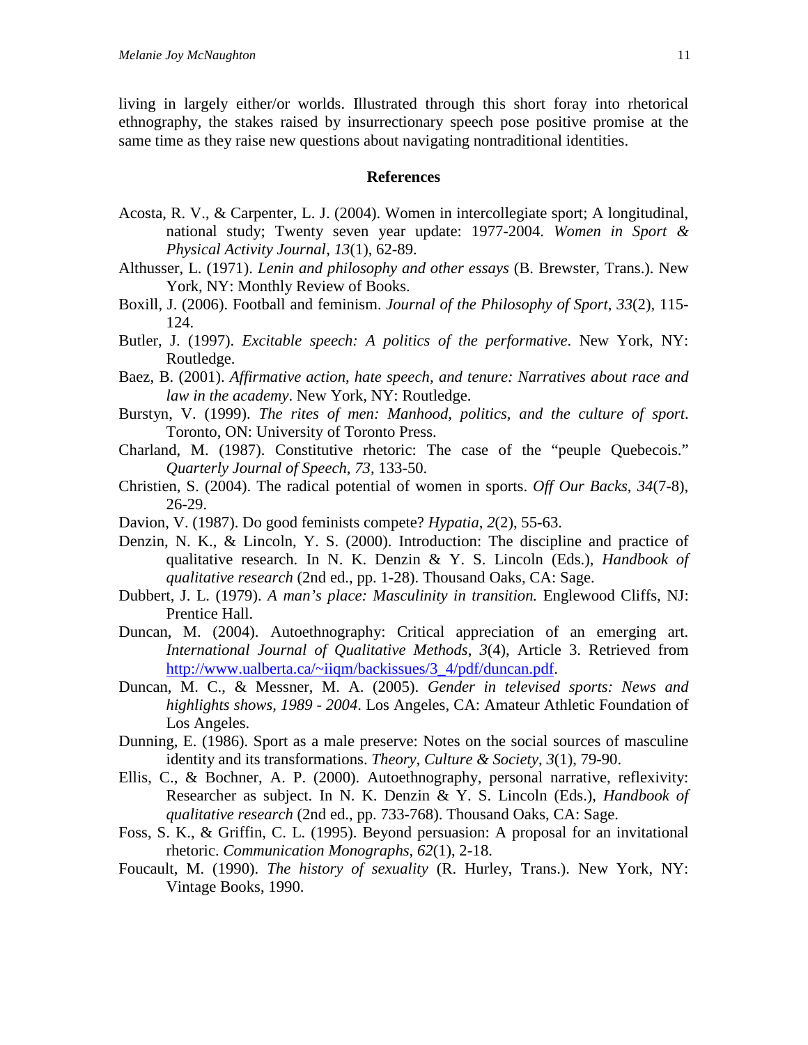living in largely either/or worlds. Illustrated through this short foray into rhetorical ethnography, the stakes raised by insurrectionary speech pose positive promise at the same time as they raise new questions about navigating nontraditional identities.

## References

Acosta, R. V., & Carpenter, L. J. (2004). Women in intercollegiate sport; A longitudinal, national study; Twenty seven year update: 1977-2004. *Women in Sport & Physical Activity Journal*, *13*(1), 62-89.

Althusser, L. (1971). *Lenin and philosophy and other essays* (B. Brewster, Trans.). New York, NY: Monthly Review of Books.

Boxill, J. (2006). Football and feminism. *Journal of the Philosophy of Sport*, *33*(2), 115-124.

Butler, J. (1997). *Excitable speech: A politics of the performative*. New York, NY: Routledge.

Baez, B. (2001). *Affirmative action, hate speech, and tenure: Narratives about race and law in the academy*. New York, NY: Routledge.

Burstyn, V. (1999). *The rites of men: Manhood, politics, and the culture of sport*. Toronto, ON: University of Toronto Press.

Charland, M. (1987). Constitutive rhetoric: The case of the "peuple Quebecois." *Quarterly Journal of Speech*, *73*, 133-50.

Christien, S. (2004). The radical potential of women in sports. *Off Our Backs*, *34*(7-8), 26-29.

Davion, V. (1987). Do good feminists compete? *Hypatia*, *2*(2), 55-63.

Denzin, N. K., & Lincoln, Y. S. (2000). Introduction: The discipline and practice of qualitative research. In N. K. Denzin & Y. S. Lincoln (Eds.), *Handbook of qualitative research* (2nd ed., pp. 1-28). Thousand Oaks, CA: Sage.

Dubbert, J. L. (1979). *A man's place: Masculinity in transition.* Englewood Cliffs, NJ: Prentice Hall.

Duncan, M. (2004). Autoethnography: Critical appreciation of an emerging art. *International Journal of Qualitative Methods*, *3*(4), Article 3. Retrieved from http://www.ualberta.ca/~iiqm/backissues/3_4/pdf/duncan.pdf.

Duncan, M. C., & Messner, M. A. (2005). *Gender in televised sports: News and highlights shows, 1989 - 2004*. Los Angeles, CA: Amateur Athletic Foundation of Los Angeles.

Dunning, E. (1986). Sport as a male preserve: Notes on the social sources of masculine identity and its transformations. *Theory, Culture & Society*, *3*(1), 79-90.

Ellis, C., & Bochner, A. P. (2000). Autoethnography, personal narrative, reflexivity: Researcher as subject. In N. K. Denzin & Y. S. Lincoln (Eds.), *Handbook of qualitative research* (2nd ed., pp. 733-768). Thousand Oaks, CA: Sage.

Foss, S. K., & Griffin, C. L. (1995). Beyond persuasion: A proposal for an invitational rhetoric. *Communication Monographs*, *62*(1), 2-18.

Foucault, M. (1990). *The history of sexuality* (R. Hurley, Trans.). New York, NY: Vintage Books, 1990.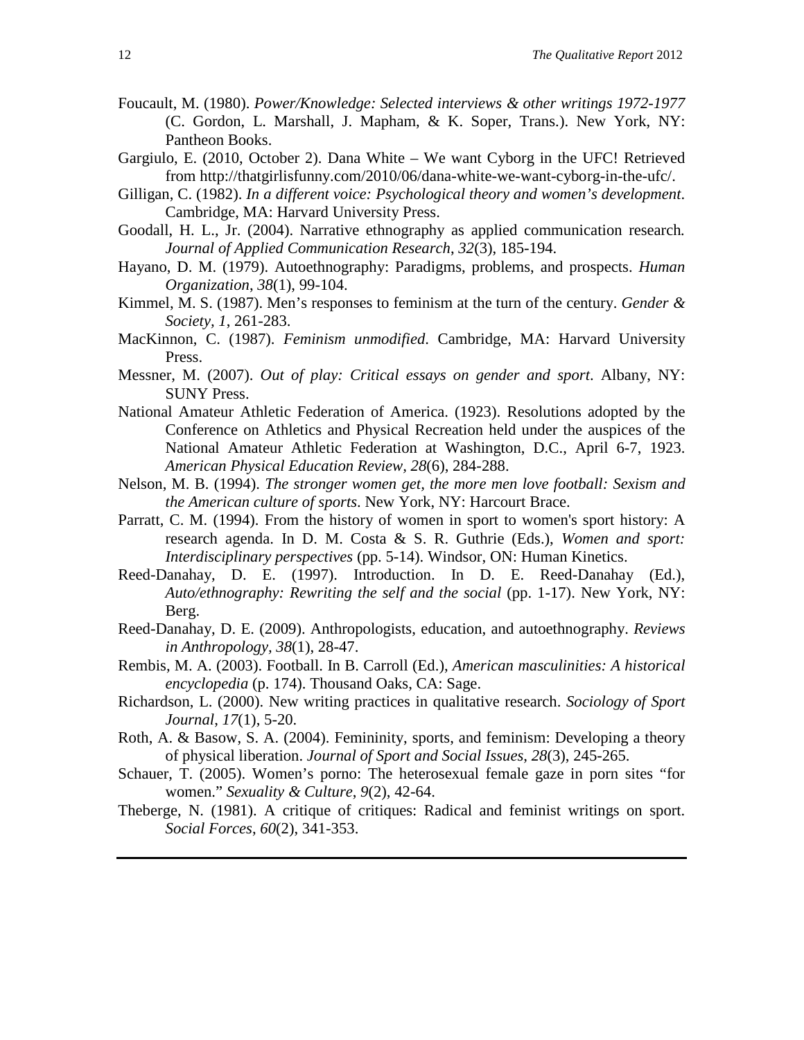Foucault, M. (1980). *Power/Knowledge: Selected interviews & other writings 1972-1977* (C. Gordon, L. Marshall, J. Mapham, & K. Soper, Trans.). New York, NY: Pantheon Books.

Gargiulo, E. (2010, October 2). Dana White – We want Cyborg in the UFC! Retrieved from http://thatgirlisfunny.com/2010/06/dana-white-we-want-cyborg-in-the-ufc/.

Gilligan, C. (1982). *In a different voice: Psychological theory and women's development*. Cambridge, MA: Harvard University Press.

Goodall, H. L., Jr. (2004). Narrative ethnography as applied communication research. *Journal of Applied Communication Research*, *32*(3), 185-194.

Hayano, D. M. (1979). Autoethnography: Paradigms, problems, and prospects. *Human Organization*, *38*(1), 99-104.

Kimmel, M. S. (1987). Men's responses to feminism at the turn of the century. *Gender & Society*, *1*, 261-283.

MacKinnon, C. (1987). *Feminism unmodified*. Cambridge, MA: Harvard University Press.

Messner, M. (2007). *Out of play: Critical essays on gender and sport*. Albany, NY: SUNY Press.

National Amateur Athletic Federation of America. (1923). Resolutions adopted by the Conference on Athletics and Physical Recreation held under the auspices of the National Amateur Athletic Federation at Washington, D.C., April 6-7, 1923. *American Physical Education Review, 28*(6), 284-288.

Nelson, M. B. (1994). *The stronger women get, the more men love football: Sexism and the American culture of sports*. New York, NY: Harcourt Brace.

Parratt, C. M. (1994). From the history of women in sport to women's sport history: A research agenda. In D. M. Costa & S. R. Guthrie (Eds.), *Women and sport: Interdisciplinary perspectives* (pp. 5-14). Windsor, ON: Human Kinetics.

Reed-Danahay, D. E. (1997). Introduction. In D. E. Reed-Danahay (Ed.), *Auto/ethnography: Rewriting the self and the social* (pp. 1-17). New York, NY: Berg.

Reed-Danahay, D. E. (2009). Anthropologists, education, and autoethnography. *Reviews in Anthropology, 38*(1), 28-47.

Rembis, M. A. (2003). Football. In B. Carroll (Ed.), *American masculinities: A historical encyclopedia* (p. 174). Thousand Oaks, CA: Sage.

Richardson, L. (2000). New writing practices in qualitative research. *Sociology of Sport Journal*, *17*(1), 5-20.

Roth, A. & Basow, S. A. (2004). Femininity, sports, and feminism: Developing a theory of physical liberation. *Journal of Sport and Social Issues*, *28*(3), 245-265.

Schauer, T. (2005). Women's porno: The heterosexual female gaze in porn sites "for women." *Sexuality & Culture*, *9*(2), 42-64.

Theberge, N. (1981). A critique of critiques: Radical and feminist writings on sport. *Social Forces*, *60*(2), 341-353.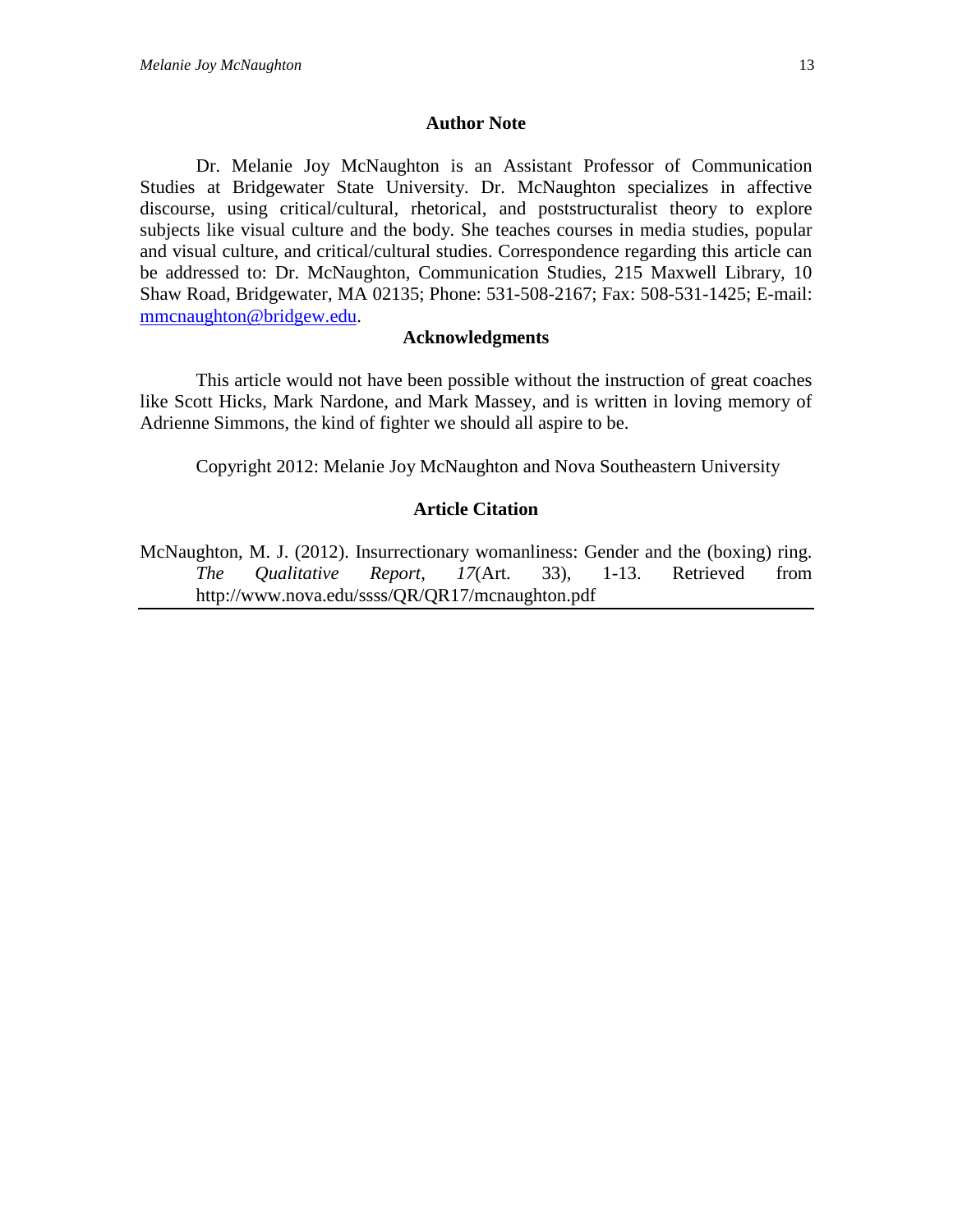## Author Note

Dr. Melanie Joy McNaughton is an Assistant Professor of Communication Studies at Bridgewater State University. Dr. McNaughton specializes in affective discourse, using critical/cultural, rhetorical, and poststructuralist theory to explore subjects like visual culture and the body. She teaches courses in media studies, popular and visual culture, and critical/cultural studies. Correspondence regarding this article can be addressed to: Dr. McNaughton, Communication Studies, 215 Maxwell Library, 10 Shaw Road, Bridgewater, MA 02135; Phone: 531-508-2167; Fax: 508-531-1425; E-mail: mmcnaughton@bridgew.edu.

## Acknowledgments

This article would not have been possible without the instruction of great coaches like Scott Hicks, Mark Nardone, and Mark Massey, and is written in loving memory of Adrienne Simmons, the kind of fighter we should all aspire to be.

Copyright 2012: Melanie Joy McNaughton and Nova Southeastern University

## Article Citation

McNaughton, M. J. (2012). Insurrectionary womanliness: Gender and the (boxing) ring. *The Qualitative Report*, *17*(Art. 33), 1-13. Retrieved from http://www.nova.edu/ssss/QR/QR17/mcnaughton.pdf